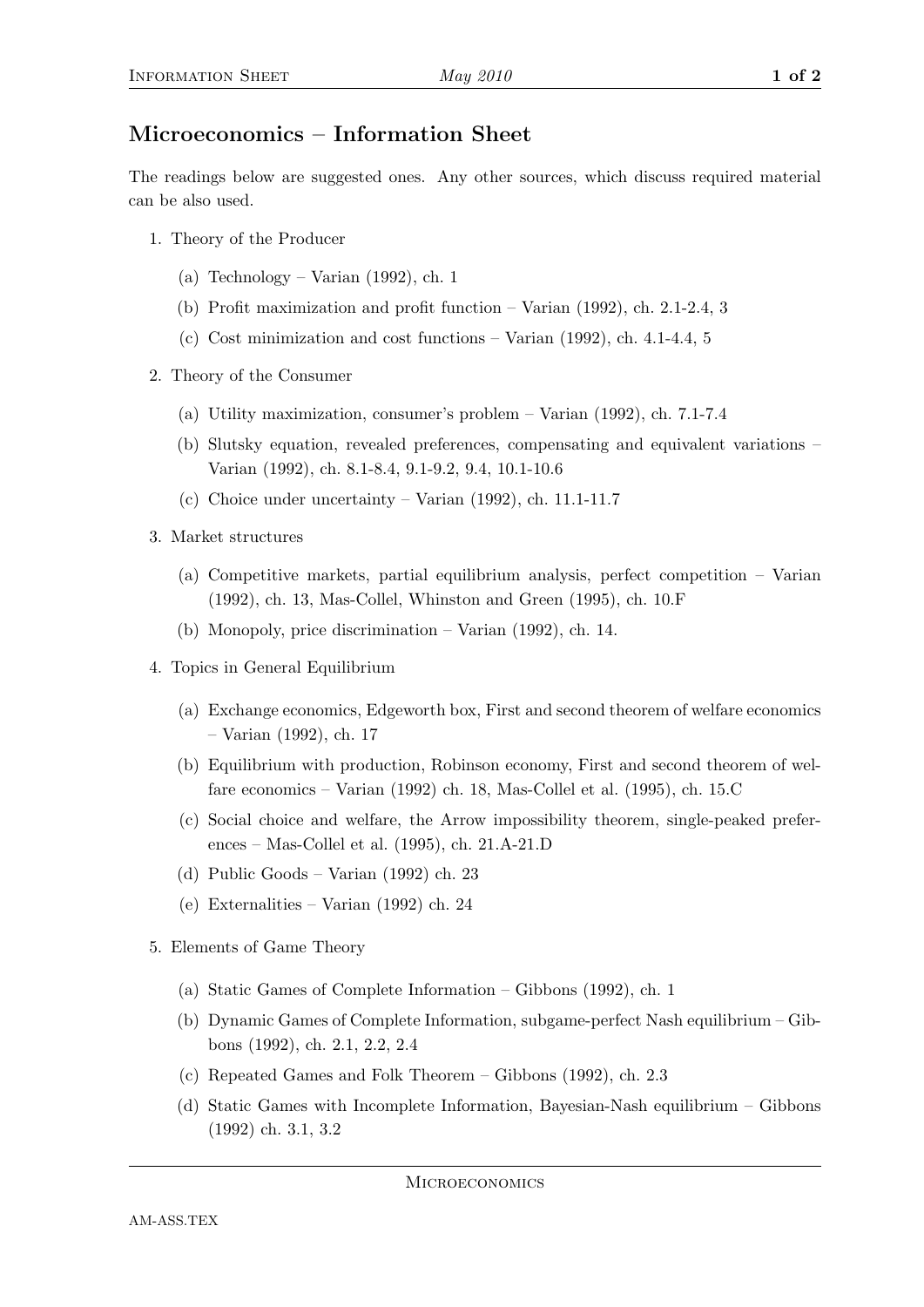# Microeconomics – Information Sheet

The readings below are suggested ones. Any other sources, which discuss required material can be also used.

1. Theory of the Producer
   (a) Technology – Varian (1992), ch. 1
   (b) Profit maximization and profit function – Varian (1992), ch. 2.1-2.4, 3
   (c) Cost minimization and cost functions – Varian (1992), ch. 4.1-4.4, 5
2. Theory of the Consumer
   (a) Utility maximization, consumer's problem – Varian (1992), ch. 7.1-7.4
   (b) Slutsky equation, revealed preferences, compensating and equivalent variations – Varian (1992), ch. 8.1-8.4, 9.1-9.2, 9.4, 10.1-10.6
   (c) Choice under uncertainty – Varian (1992), ch. 11.1-11.7
3. Market structures
   (a) Competitive markets, partial equilibrium analysis, perfect competition – Varian (1992), ch. 13, Mas-Collel, Whinston and Green (1995), ch. 10.F
   (b) Monopoly, price discrimination – Varian (1992), ch. 14.
4. Topics in General Equilibrium
   (a) Exchange economics, Edgeworth box, First and second theorem of welfare economics – Varian (1992), ch. 17
   (b) Equilibrium with production, Robinson economy, First and second theorem of welfare economics – Varian (1992) ch. 18, Mas-Collel et al. (1995), ch. 15.C
   (c) Social choice and welfare, the Arrow impossibility theorem, single-peaked preferences – Mas-Collel et al. (1995), ch. 21.A-21.D
   (d) Public Goods – Varian (1992) ch. 23
   (e) Externalities – Varian (1992) ch. 24
5. Elements of Game Theory
   (a) Static Games of Complete Information – Gibbons (1992), ch. 1
   (b) Dynamic Games of Complete Information, subgame-perfect Nash equilibrium – Gibbons (1992), ch. 2.1, 2.2, 2.4
   (c) Repeated Games and Folk Theorem – Gibbons (1992), ch. 2.3
   (d) Static Games with Incomplete Information, Bayesian-Nash equilibrium – Gibbons (1992) ch. 3.1, 3.2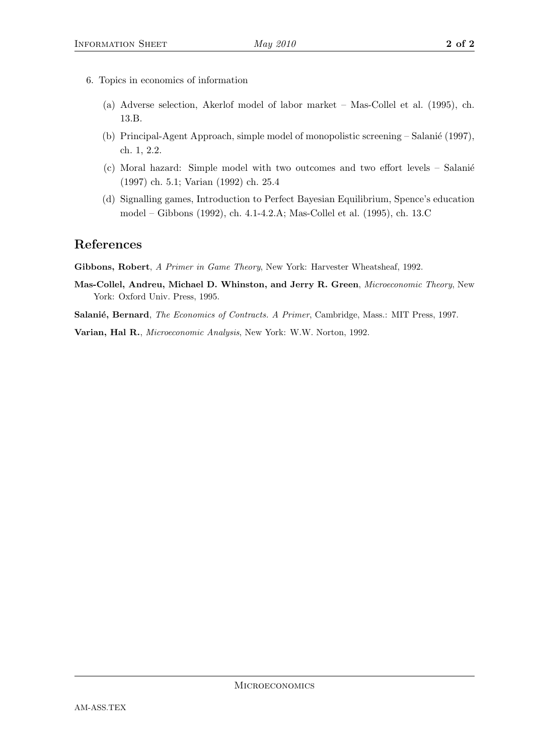6. Topics in economics of information

   (a) Adverse selection, Akerlof model of labor market – Mas-Collel et al. (1995), ch. 13.B.

   (b) Principal-Agent Approach, simple model of monopolistic screening – Salanié (1997), ch. 1, 2.2.

   (c) Moral hazard: Simple model with two outcomes and two effort levels – Salanié (1997) ch. 5.1; Varian (1992) ch. 25.4

   (d) Signalling games, Introduction to Perfect Bayesian Equilibrium, Spence's education model – Gibbons (1992), ch. 4.1-4.2.A; Mas-Collel et al. (1995), ch. 13.C

## References

**Gibbons, Robert**, *A Primer in Game Theory*, New York: Harvester Wheatsheaf, 1992.

**Mas-Collel, Andreu, Michael D. Whinston, and Jerry R. Green**, *Microeconomic Theory*, New York: Oxford Univ. Press, 1995.

**Salanié, Bernard**, *The Economics of Contracts. A Primer*, Cambridge, Mass.: MIT Press, 1997.

**Varian, Hal R.**, *Microeconomic Analysis*, New York: W.W. Norton, 1992.